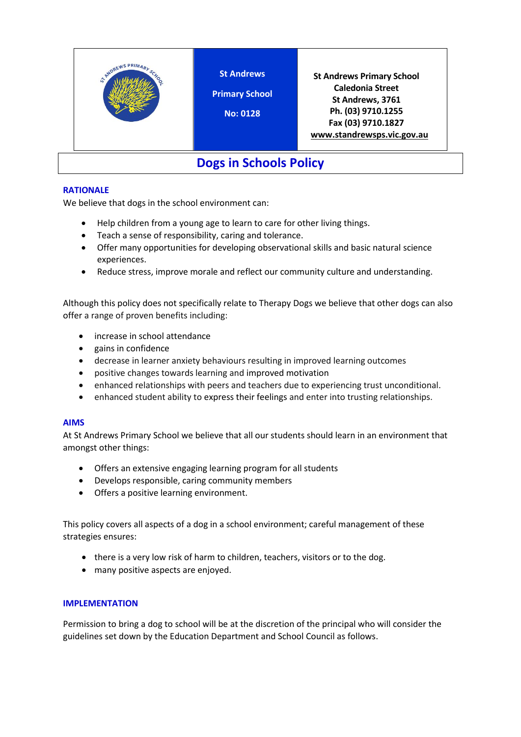| | St Andrews Primary School No: 0128 | St Andrews Primary School<br>Caledonia Street<br>St Andrews, 3761<br>Ph. (03) 9710.1255<br>Fax (03) 9710.1827<br>www.standrewsps.vic.gov.au |
|---|---|---|

# Dogs in Schools Policy

## RATIONALE

We believe that dogs in the school environment can:

- Help children from a young age to learn to care for other living things.
- Teach a sense of responsibility, caring and tolerance.
- Offer many opportunities for developing observational skills and basic natural science experiences.
- Reduce stress, improve morale and reflect our community culture and understanding.

Although this policy does not specifically relate to Therapy Dogs we believe that other dogs can also offer a range of proven benefits including:

- increase in school attendance
- gains in confidence
- decrease in learner anxiety behaviours resulting in improved learning outcomes
- positive changes towards learning and improved motivation
- enhanced relationships with peers and teachers due to experiencing trust unconditional.
- enhanced student ability to express their feelings and enter into trusting relationships.

## AIMS

At St Andrews Primary School we believe that all our students should learn in an environment that amongst other things:

- Offers an extensive engaging learning program for all students
- Develops responsible, caring community members
- Offers a positive learning environment.

This policy covers all aspects of a dog in a school environment; careful management of these strategies ensures:

- there is a very low risk of harm to children, teachers, visitors or to the dog.
- many positive aspects are enjoyed.

## IMPLEMENTATION

Permission to bring a dog to school will be at the discretion of the principal who will consider the guidelines set down by the Education Department and School Council as follows.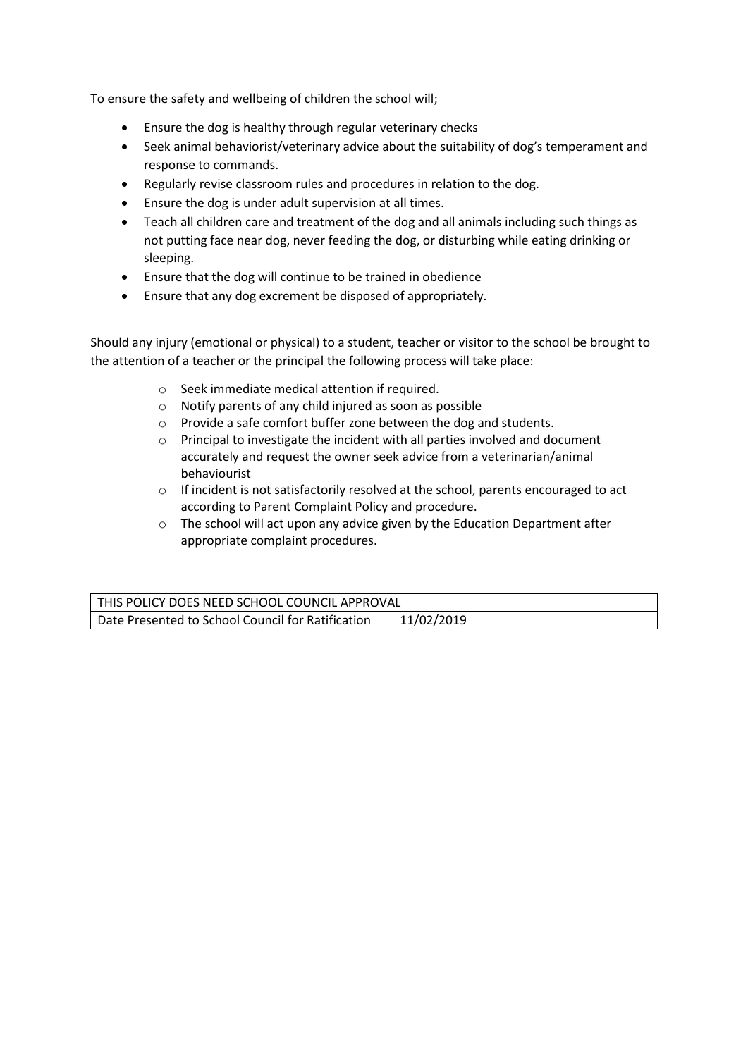To ensure the safety and wellbeing of children the school will;

- Ensure the dog is healthy through regular veterinary checks
- Seek animal behaviorist/veterinary advice about the suitability of dog's temperament and response to commands.
- Regularly revise classroom rules and procedures in relation to the dog.
- Ensure the dog is under adult supervision at all times.
- Teach all children care and treatment of the dog and all animals including such things as not putting face near dog, never feeding the dog, or disturbing while eating drinking or sleeping.
- Ensure that the dog will continue to be trained in obedience
- Ensure that any dog excrement be disposed of appropriately.

Should any injury (emotional or physical) to a student, teacher or visitor to the school be brought to the attention of a teacher or the principal the following process will take place:

- Seek immediate medical attention if required.
- Notify parents of any child injured as soon as possible
- Provide a safe comfort buffer zone between the dog and students.
- Principal to investigate the incident with all parties involved and document accurately and request the owner seek advice from a veterinarian/animal behaviourist
- If incident is not satisfactorily resolved at the school, parents encouraged to act according to Parent Complaint Policy and procedure.
- The school will act upon any advice given by the Education Department after appropriate complaint procedures.

| THIS POLICY DOES NEED SCHOOL COUNCIL APPROVAL | |
|---|---|
| Date Presented to School Council for Ratification | 11/02/2019 |